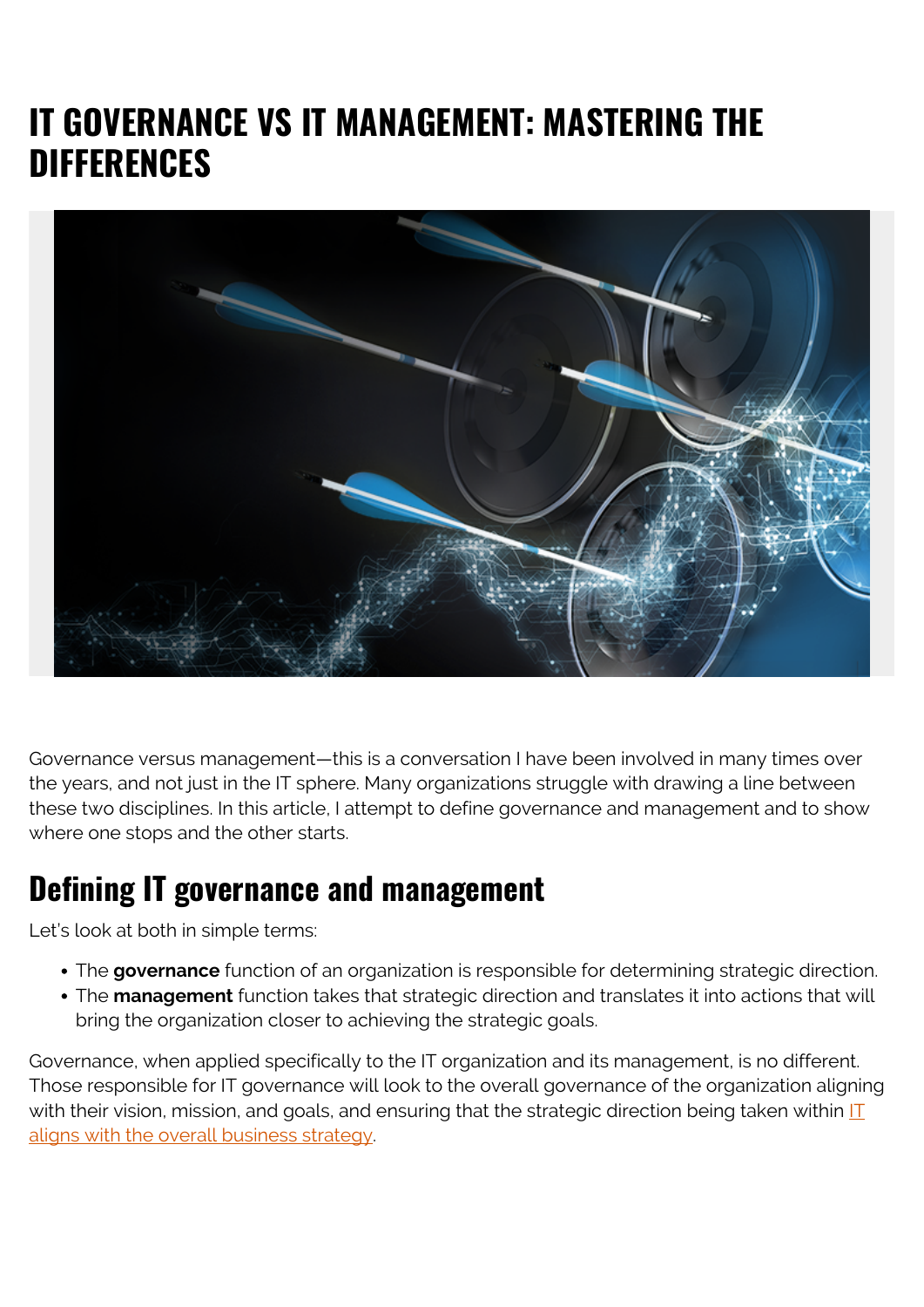# IT GOVERNANCE VS IT MANAGEMENT: MASTERING THE DIFFERENCES

Governance versus management—this is a conversation I have been involved in many times over the years, and not just in the IT sphere. Many organizations struggle with drawing a line between these two disciplines. In this article, I attempt to define governance and management and to show where one stops and the other starts.

## Defining IT governance and management

Let's look at both in simple terms:

- The **governance** function of an organization is responsible for determining strategic direction.
- The **management** function takes that strategic direction and translates it into actions that will bring the organization closer to achieving the strategic goals.

Governance, when applied specifically to the IT organization and its management, is no different. Those responsible for IT governance will look to the overall governance of the organization aligning with their vision, mission, and goals, and ensuring that the strategic direction being taken within IT aligns with the overall business strategy.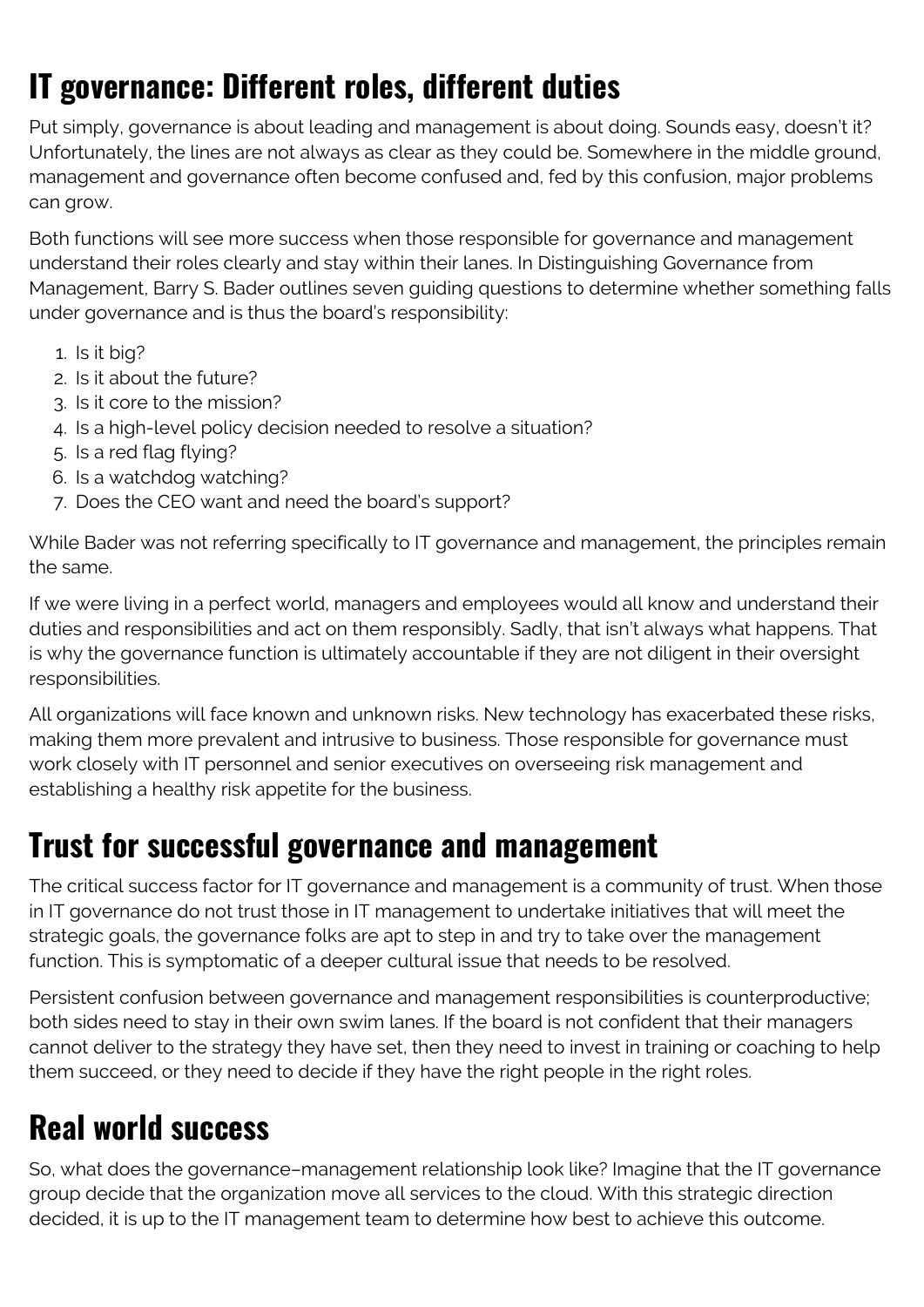## IT governance: Different roles, different duties

Put simply, governance is about leading and management is about doing. Sounds easy, doesn't it? Unfortunately, the lines are not always as clear as they could be. Somewhere in the middle ground, management and governance often become confused and, fed by this confusion, major problems can grow.

Both functions will see more success when those responsible for governance and management understand their roles clearly and stay within their lanes. In Distinguishing Governance from Management, Barry S. Bader outlines seven guiding questions to determine whether something falls under governance and is thus the board's responsibility:

1. Is it big?
2. Is it about the future?
3. Is it core to the mission?
4. Is a high-level policy decision needed to resolve a situation?
5. Is a red flag flying?
6. Is a watchdog watching?
7. Does the CEO want and need the board's support?

While Bader was not referring specifically to IT governance and management, the principles remain the same.

If we were living in a perfect world, managers and employees would all know and understand their duties and responsibilities and act on them responsibly. Sadly, that isn't always what happens. That is why the governance function is ultimately accountable if they are not diligent in their oversight responsibilities.

All organizations will face known and unknown risks. New technology has exacerbated these risks, making them more prevalent and intrusive to business. Those responsible for governance must work closely with IT personnel and senior executives on overseeing risk management and establishing a healthy risk appetite for the business.

## Trust for successful governance and management

The critical success factor for IT governance and management is a community of trust. When those in IT governance do not trust those in IT management to undertake initiatives that will meet the strategic goals, the governance folks are apt to step in and try to take over the management function. This is symptomatic of a deeper cultural issue that needs to be resolved.

Persistent confusion between governance and management responsibilities is counterproductive; both sides need to stay in their own swim lanes. If the board is not confident that their managers cannot deliver to the strategy they have set, then they need to invest in training or coaching to help them succeed, or they need to decide if they have the right people in the right roles.

## Real world success

So, what does the governance–management relationship look like? Imagine that the IT governance group decide that the organization move all services to the cloud. With this strategic direction decided, it is up to the IT management team to determine how best to achieve this outcome.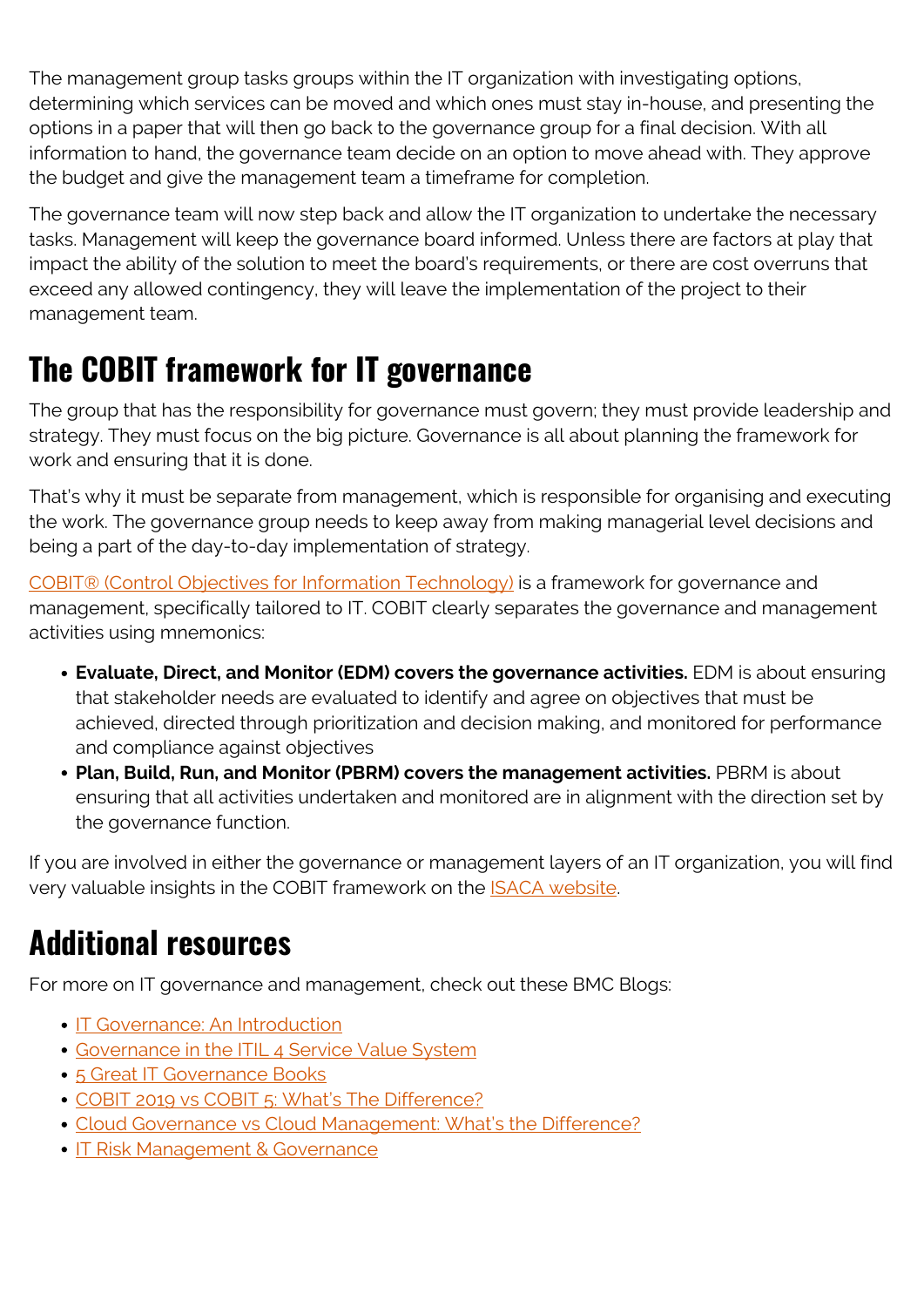The management group tasks groups within the IT organization with investigating options, determining which services can be moved and which ones must stay in-house, and presenting the options in a paper that will then go back to the governance group for a final decision. With all information to hand, the governance team decide on an option to move ahead with. They approve the budget and give the management team a timeframe for completion.

The governance team will now step back and allow the IT organization to undertake the necessary tasks. Management will keep the governance board informed. Unless there are factors at play that impact the ability of the solution to meet the board's requirements, or there are cost overruns that exceed any allowed contingency, they will leave the implementation of the project to their management team.

## The COBIT framework for IT governance

The group that has the responsibility for governance must govern; they must provide leadership and strategy. They must focus on the big picture. Governance is all about planning the framework for work and ensuring that it is done.

That's why it must be separate from management, which is responsible for organising and executing the work. The governance group needs to keep away from making managerial level decisions and being a part of the day-to-day implementation of strategy.

COBIT® (Control Objectives for Information Technology) is a framework for governance and management, specifically tailored to IT. COBIT clearly separates the governance and management activities using mnemonics:

- **Evaluate, Direct, and Monitor (EDM) covers the governance activities.** EDM is about ensuring that stakeholder needs are evaluated to identify and agree on objectives that must be achieved, directed through prioritization and decision making, and monitored for performance and compliance against objectives
- **Plan, Build, Run, and Monitor (PBRM) covers the management activities.** PBRM is about ensuring that all activities undertaken and monitored are in alignment with the direction set by the governance function.

If you are involved in either the governance or management layers of an IT organization, you will find very valuable insights in the COBIT framework on the ISACA website.

## Additional resources

For more on IT governance and management, check out these BMC Blogs:

- IT Governance: An Introduction
- Governance in the ITIL 4 Service Value System
- 5 Great IT Governance Books
- COBIT 2019 vs COBIT 5: What's The Difference?
- Cloud Governance vs Cloud Management: What's the Difference?
- IT Risk Management & Governance